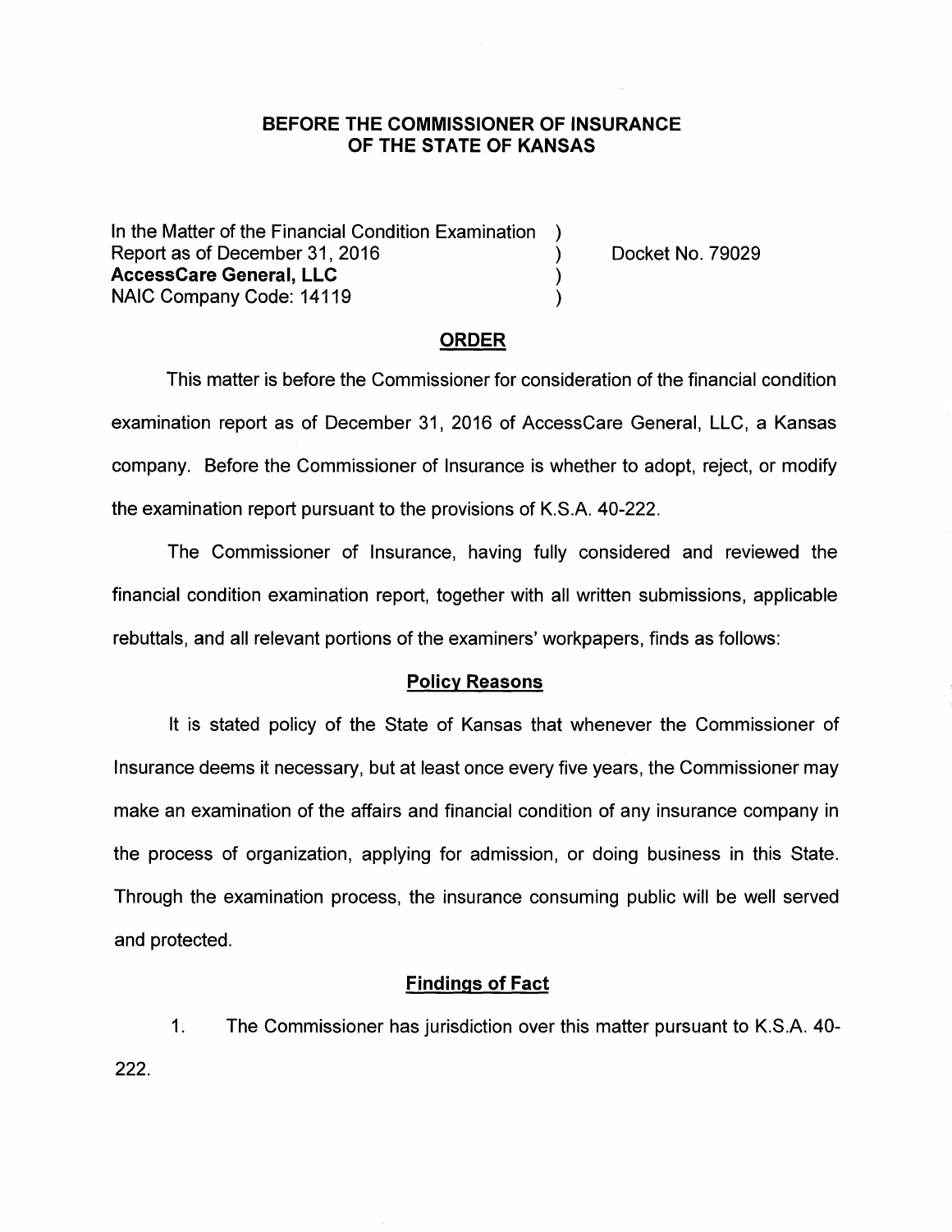# BEFORE THE COMMISSIONER OF INSURANCE OF THE STATE OF KANSAS

In the Matter of the Financial Condition Examination )
Report as of December 31, 2016 ) Docket No. 79029
**AccessCare General, LLC** )
NAIC Company Code: 14119 )

## ORDER

This matter is before the Commissioner for consideration of the financial condition examination report as of December 31, 2016 of AccessCare General, LLC, a Kansas company. Before the Commissioner of Insurance is whether to adopt, reject, or modify the examination report pursuant to the provisions of K.S.A. 40-222.

The Commissioner of Insurance, having fully considered and reviewed the financial condition examination report, together with all written submissions, applicable rebuttals, and all relevant portions of the examiners' workpapers, finds as follows:

### Policy Reasons

It is stated policy of the State of Kansas that whenever the Commissioner of Insurance deems it necessary, but at least once every five years, the Commissioner may make an examination of the affairs and financial condition of any insurance company in the process of organization, applying for admission, or doing business in this State. Through the examination process, the insurance consuming public will be well served and protected.

### Findings of Fact

1. The Commissioner has jurisdiction over this matter pursuant to K.S.A. 40-222.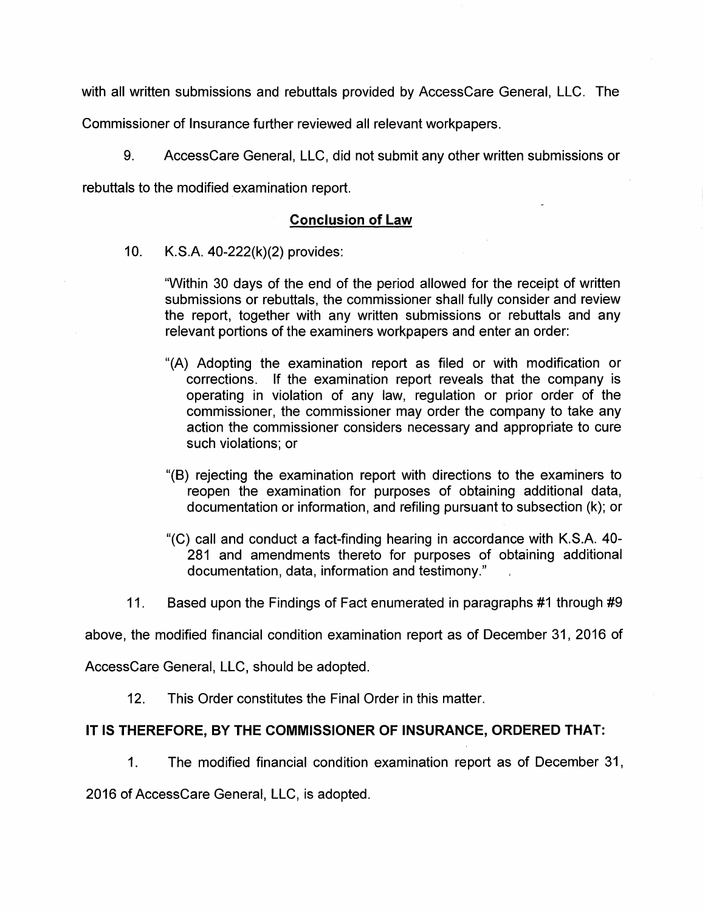with all written submissions and rebuttals provided by AccessCare General, LLC. The Commissioner of Insurance further reviewed all relevant workpapers.

9. AccessCare General, LLC, did not submit any other written submissions or rebuttals to the modified examination report.

## Conclusion of Law

10. K.S.A. 40-222(k)(2) provides:

> "Within 30 days of the end of the period allowed for the receipt of written submissions or rebuttals, the commissioner shall fully consider and review the report, together with any written submissions or rebuttals and any relevant portions of the examiners workpapers and enter an order:
>
> "(A) Adopting the examination report as filed or with modification or corrections. If the examination report reveals that the company is operating in violation of any law, regulation or prior order of the commissioner, the commissioner may order the company to take any action the commissioner considers necessary and appropriate to cure such violations; or
>
> "(B) rejecting the examination report with directions to the examiners to reopen the examination for purposes of obtaining additional data, documentation or information, and refiling pursuant to subsection (k); or
>
> "(C) call and conduct a fact-finding hearing in accordance with K.S.A. 40-281 and amendments thereto for purposes of obtaining additional documentation, data, information and testimony."

11. Based upon the Findings of Fact enumerated in paragraphs #1 through #9 above, the modified financial condition examination report as of December 31, 2016 of AccessCare General, LLC, should be adopted.

12. This Order constitutes the Final Order in this matter.

**IT IS THEREFORE, BY THE COMMISSIONER OF INSURANCE, ORDERED THAT:**

1. The modified financial condition examination report as of December 31, 2016 of AccessCare General, LLC, is adopted.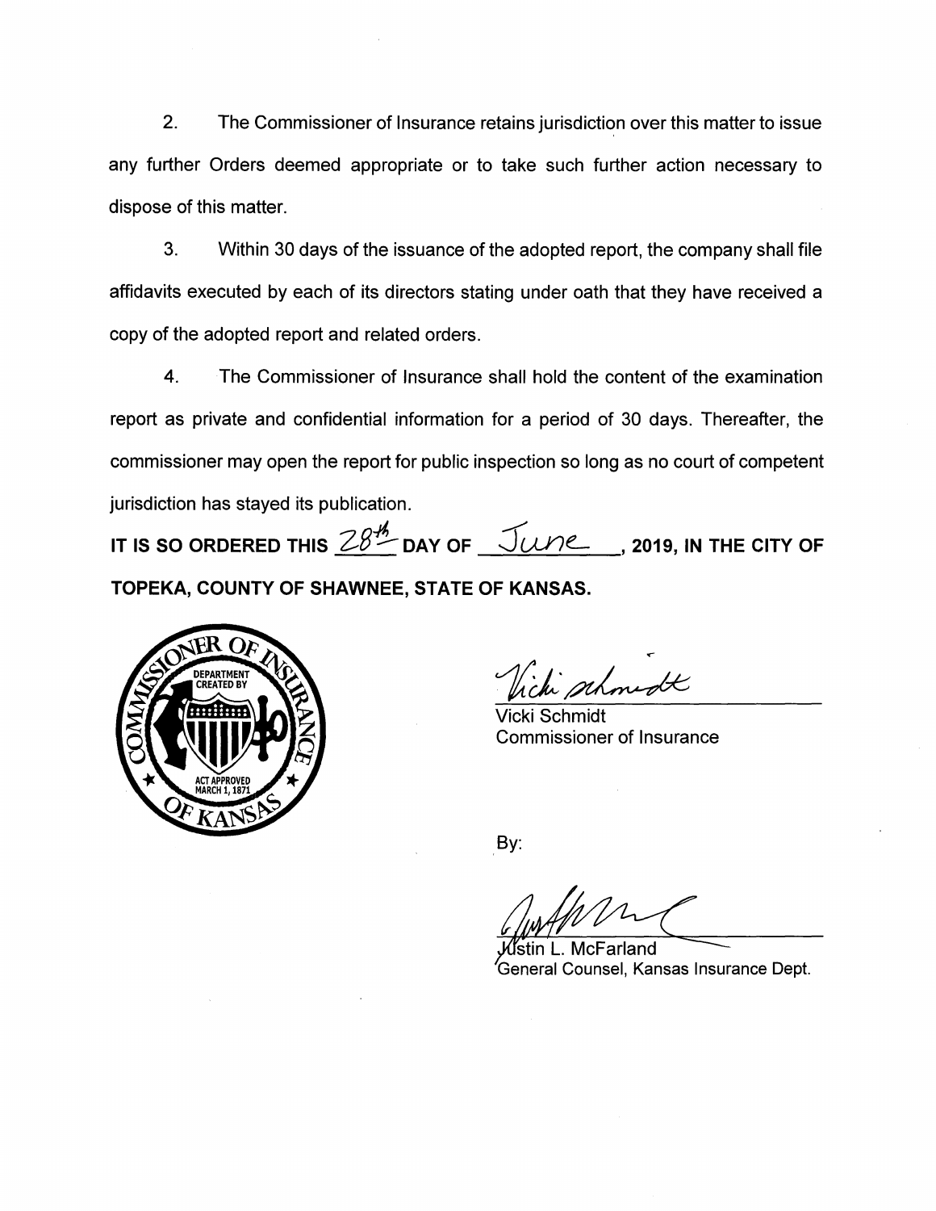2. The Commissioner of Insurance retains jurisdiction over this matter to issue any further Orders deemed appropriate or to take such further action necessary to dispose of this matter.

3. Within 30 days of the issuance of the adopted report, the company shall file affidavits executed by each of its directors stating under oath that they have received a copy of the adopted report and related orders.

4. The Commissioner of Insurance shall hold the content of the examination report as private and confidential information for a period of 30 days. Thereafter, the commissioner may open the report for public inspection so long as no court of competent jurisdiction has stayed its publication.

**IT IS SO ORDERED THIS 28th DAY OF June, 2019, IN THE CITY OF TOPEKA, COUNTY OF SHAWNEE, STATE OF KANSAS.**

COMMISSIONER OF INSURANCE OF KANSAS — DEPARTMENT CREATED BY ACT APPROVED MARCH 1, 1871

Vicki Schmidt
Commissioner of Insurance

By:

Justin L. McFarland
General Counsel, Kansas Insurance Dept.